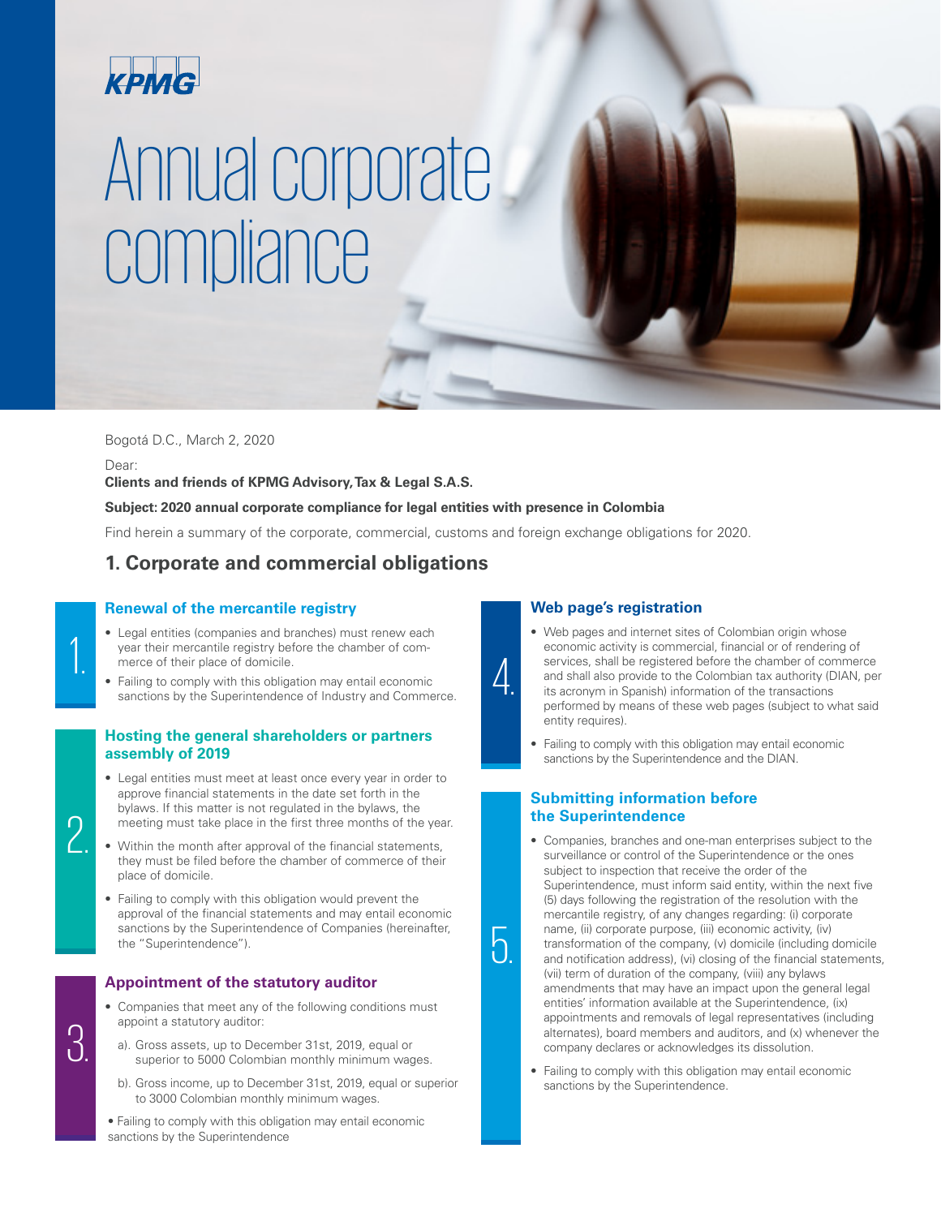KPMG

# Annual corporate compliance

Bogotá D.C., March 2, 2020

Dear:

**Clients and friends of KPMG Advisory, Tax & Legal S.A.S.**

**Subject: 2020 annual corporate compliance for legal entities with presence in Colombia**

Find herein a summary of the corporate, commercial, customs and foreign exchange obligations for 2020.

## 1. Corporate and commercial obligations

### 1. Renewal of the mercantile registry

- Legal entities (companies and branches) must renew each year their mercantile registry before the chamber of commerce of their place of domicile.
- Failing to comply with this obligation may entail economic sanctions by the Superintendence of Industry and Commerce.

### 2. Hosting the general shareholders or partners assembly of 2019

- Legal entities must meet at least once every year in order to approve financial statements in the date set forth in the bylaws. If this matter is not regulated in the bylaws, the meeting must take place in the first three months of the year.
- Within the month after approval of the financial statements, they must be filed before the chamber of commerce of their place of domicile.
- Failing to comply with this obligation would prevent the approval of the financial statements and may entail economic sanctions by the Superintendence of Companies (hereinafter, the "Superintendence").

### 3. Appointment of the statutory auditor

- Companies that meet any of the following conditions must appoint a statutory auditor:

  a). Gross assets, up to December 31st, 2019, equal or superior to 5000 Colombian monthly minimum wages.

  b). Gross income, up to December 31st, 2019, equal or superior to 3000 Colombian monthly minimum wages.

- Failing to comply with this obligation may entail economic sanctions by the Superintendence

### 4. Web page's registration

- Web pages and internet sites of Colombian origin whose economic activity is commercial, financial or of rendering of services, shall be registered before the chamber of commerce and shall also provide to the Colombian tax authority (DIAN, per its acronym in Spanish) information of the transactions performed by means of these web pages (subject to what said entity requires).
- Failing to comply with this obligation may entail economic sanctions by the Superintendence and the DIAN.

### 5. Submitting information before the Superintendence

- Companies, branches and one-man enterprises subject to the surveillance or control of the Superintendence or the ones subject to inspection that receive the order of the Superintendence, must inform said entity, within the next five (5) days following the registration of the resolution with the mercantile registry, of any changes regarding: (i) corporate name, (ii) corporate purpose, (iii) economic activity, (iv) transformation of the company, (v) domicile (including domicile and notification address), (vi) closing of the financial statements, (vii) term of duration of the company, (viii) any bylaws amendments that may have an impact upon the general legal entities' information available at the Superintendence, (ix) appointments and removals of legal representatives (including alternates), board members and auditors, and (x) whenever the company declares or acknowledges its dissolution.
- Failing to comply with this obligation may entail economic sanctions by the Superintendence.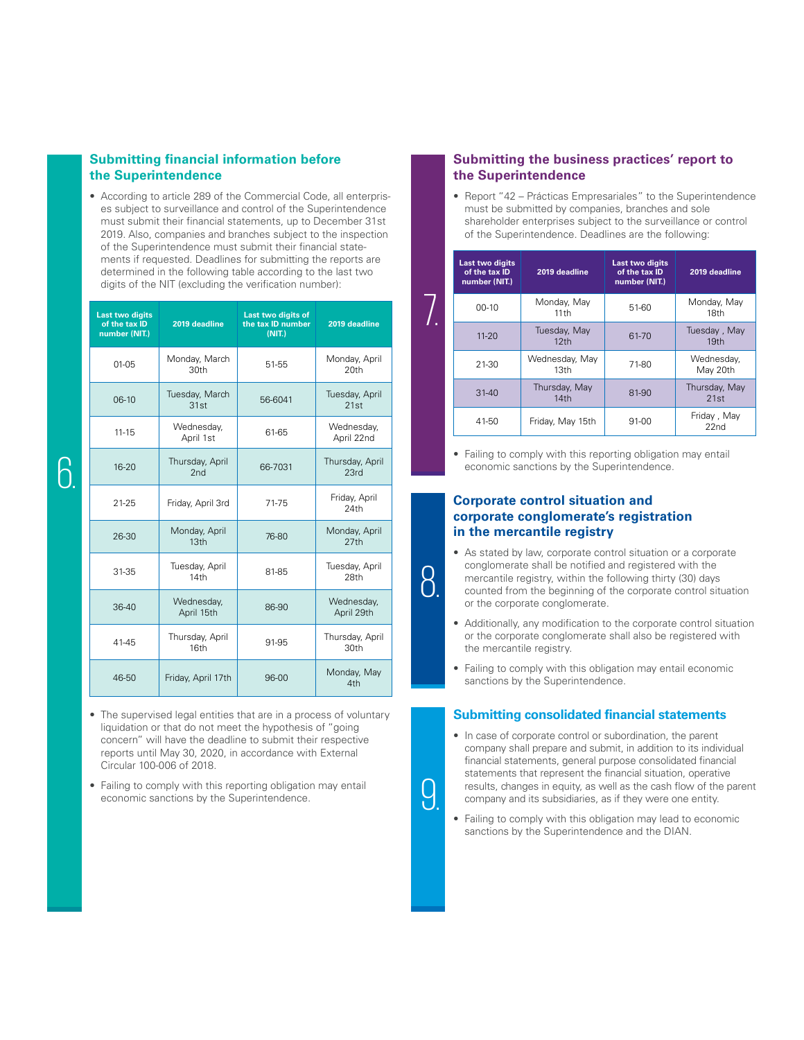## 6. Submitting financial information before the Superintendence

- According to article 289 of the Commercial Code, all enterprises subject to surveillance and control of the Superintendence must submit their financial statements, up to December 31st 2019. Also, companies and branches subject to the inspection of the Superintendence must submit their financial statements if requested. Deadlines for submitting the reports are determined in the following table according to the last two digits of the NIT (excluding the verification number):

| Last two digits of the tax ID number (NIT.) | 2019 deadline | Last two digits of the tax ID number (NIT.) | 2019 deadline |
|---|---|---|---|
| 01-05 | Monday, March 30th | 51-55 | Monday, April 20th |
| 06-10 | Tuesday, March 31st | 56-6041 | Tuesday, April 21st |
| 11-15 | Wednesday, April 1st | 61-65 | Wednesday, April 22nd |
| 16-20 | Thursday, April 2nd | 66-7031 | Thursday, April 23rd |
| 21-25 | Friday, April 3rd | 71-75 | Friday, April 24th |
| 26-30 | Monday, April 13th | 76-80 | Monday, April 27th |
| 31-35 | Tuesday, April 14th | 81-85 | Tuesday, April 28th |
| 36-40 | Wednesday, April 15th | 86-90 | Wednesday, April 29th |
| 41-45 | Thursday, April 16th | 91-95 | Thursday, April 30th |
| 46-50 | Friday, April 17th | 96-00 | Monday, May 4th |

- The supervised legal entities that are in a process of voluntary liquidation or that do not meet the hypothesis of "going concern" will have the deadline to submit their respective reports until May 30, 2020, in accordance with External Circular 100-006 of 2018.
- Failing to comply with this reporting obligation may entail economic sanctions by the Superintendence.

## 7. Submitting the business practices' report to the Superintendence

- Report "42 – Prácticas Empresariales" to the Superintendence must be submitted by companies, branches and sole shareholder enterprises subject to the surveillance or control of the Superintendence. Deadlines are the following:

| Last two digits of the tax ID number (NIT.) | 2019 deadline | Last two digits of the tax ID number (NIT.) | 2019 deadline |
|---|---|---|---|
| 00-10 | Monday, May 11th | 51-60 | Monday, May 18th |
| 11-20 | Tuesday, May 12th | 61-70 | Tuesday , May 19th |
| 21-30 | Wednesday, May 13th | 71-80 | Wednesday, May 20th |
| 31-40 | Thursday, May 14th | 81-90 | Thursday, May 21st |
| 41-50 | Friday, May 15th | 91-00 | Friday , May 22nd |

- Failing to comply with this reporting obligation may entail economic sanctions by the Superintendence.

## 8. Corporate control situation and corporate conglomerate's registration in the mercantile registry

- As stated by law, corporate control situation or a corporate conglomerate shall be notified and registered with the mercantile registry, within the following thirty (30) days counted from the beginning of the corporate control situation or the corporate conglomerate.
- Additionally, any modification to the corporate control situation or the corporate conglomerate shall also be registered with the mercantile registry.
- Failing to comply with this obligation may entail economic sanctions by the Superintendence.

## 9. Submitting consolidated financial statements

- In case of corporate control or subordination, the parent company shall prepare and submit, in addition to its individual financial statements, general purpose consolidated financial statements that represent the financial situation, operative results, changes in equity, as well as the cash flow of the parent company and its subsidiaries, as if they were one entity.
- Failing to comply with this obligation may lead to economic sanctions by the Superintendence and the DIAN.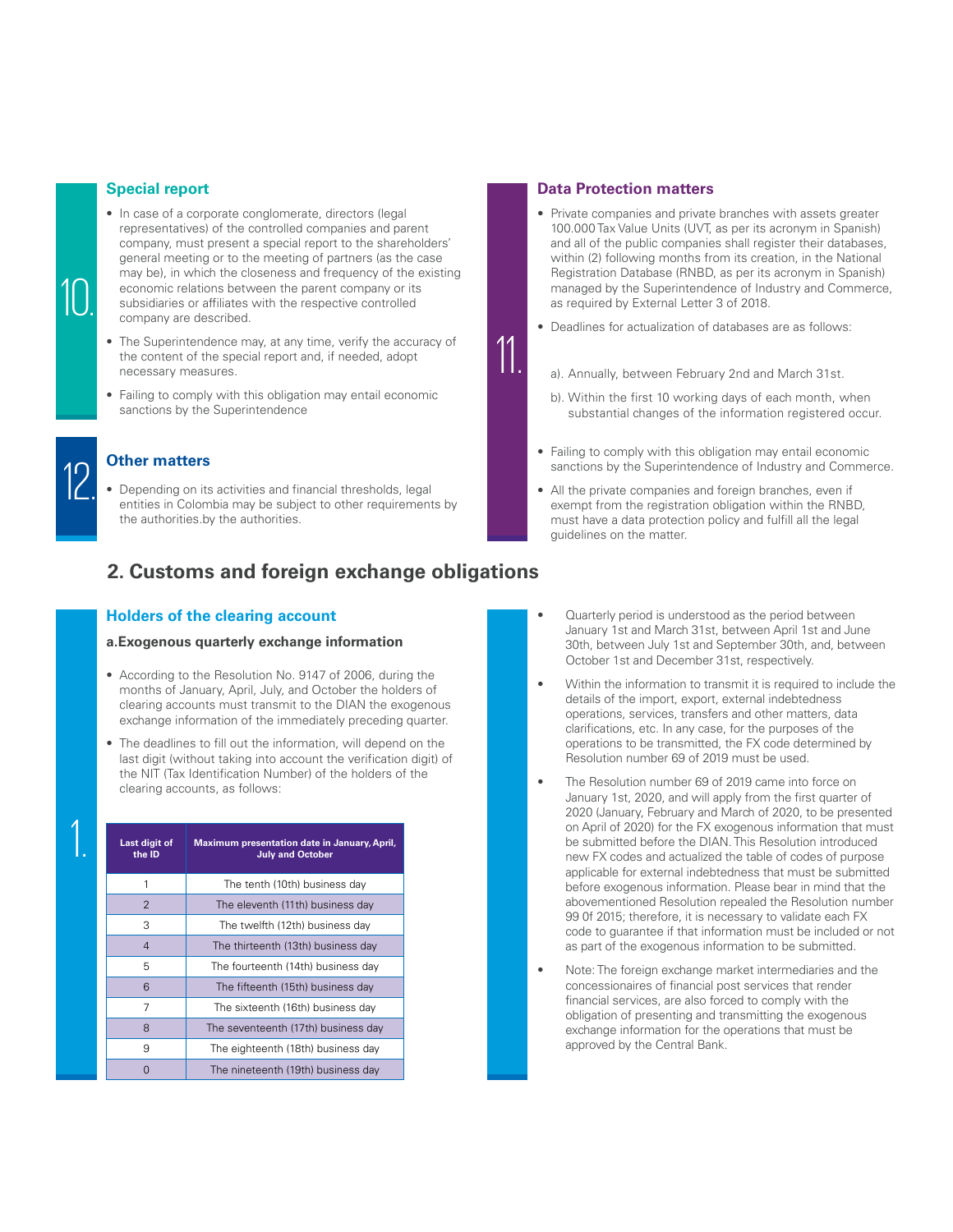## 10. Special report

- In case of a corporate conglomerate, directors (legal representatives) of the controlled companies and parent company, must present a special report to the shareholders' general meeting or to the meeting of partners (as the case may be), in which the closeness and frequency of the existing economic relations between the parent company or its subsidiaries or affiliates with the respective controlled company are described.
- The Superintendence may, at any time, verify the accuracy of the content of the special report and, if needed, adopt necessary measures.
- Failing to comply with this obligation may entail economic sanctions by the Superintendence

## 11. Data Protection matters

- Private companies and private branches with assets greater 100.000 Tax Value Units (UVT, as per its acronym in Spanish) and all of the public companies shall register their databases, within (2) following months from its creation, in the National Registration Database (RNBD, as per its acronym in Spanish) managed by the Superintendence of Industry and Commerce, as required by External Letter 3 of 2018.
- Deadlines for actualization of databases are as follows:

  a). Annually, between February 2nd and March 31st.

  b). Within the first 10 working days of each month, when substantial changes of the information registered occur.

- Failing to comply with this obligation may entail economic sanctions by the Superintendence of Industry and Commerce.
- All the private companies and foreign branches, even if exempt from the registration obligation within the RNBD, must have a data protection policy and fulfill all the legal guidelines on the matter.

## 12. Other matters

- Depending on its activities and financial thresholds, legal entities in Colombia may be subject to other requirements by the authorities.by the authorities.

# 2. Customs and foreign exchange obligations

## 1. Holders of the clearing account

### a.Exogenous quarterly exchange information

- According to the Resolution No. 9147 of 2006, during the months of January, April, July, and October the holders of clearing accounts must transmit to the DIAN the exogenous exchange information of the immediately preceding quarter.
- The deadlines to fill out the information, will depend on the last digit (without taking into account the verification digit) of the NIT (Tax Identification Number) of the holders of the clearing accounts, as follows:

| Last digit of the ID | Maximum presentation date in January, April, July and October |
|---|---|
| 1 | The tenth (10th) business day |
| 2 | The eleventh (11th) business day |
| 3 | The twelfth (12th) business day |
| 4 | The thirteenth (13th) business day |
| 5 | The fourteenth (14th) business day |
| 6 | The fifteenth (15th) business day |
| 7 | The sixteenth (16th) business day |
| 8 | The seventeenth (17th) business day |
| 9 | The eighteenth (18th) business day |
| 0 | The nineteenth (19th) business day |

- Quarterly period is understood as the period between January 1st and March 31st, between April 1st and June 30th, between July 1st and September 30th, and, between October 1st and December 31st, respectively.
- Within the information to transmit it is required to include the details of the import, export, external indebtedness operations, services, transfers and other matters, data clarifications, etc. In any case, for the purposes of the operations to be transmitted, the FX code determined by Resolution number 69 of 2019 must be used.
- The Resolution number 69 of 2019 came into force on January 1st, 2020, and will apply from the first quarter of 2020 (January, February and March of 2020, to be presented on April of 2020) for the FX exogenous information that must be submitted before the DIAN. This Resolution introduced new FX codes and actualized the table of codes of purpose applicable for external indebtedness that must be submitted before exogenous information. Please bear in mind that the abovementioned Resolution repealed the Resolution number 99 0f 2015; therefore, it is necessary to validate each FX code to guarantee if that information must be included or not as part of the exogenous information to be submitted.
- Note: The foreign exchange market intermediaries and the concessionaires of financial post services that render financial services, are also forced to comply with the obligation of presenting and transmitting the exogenous exchange information for the operations that must be approved by the Central Bank.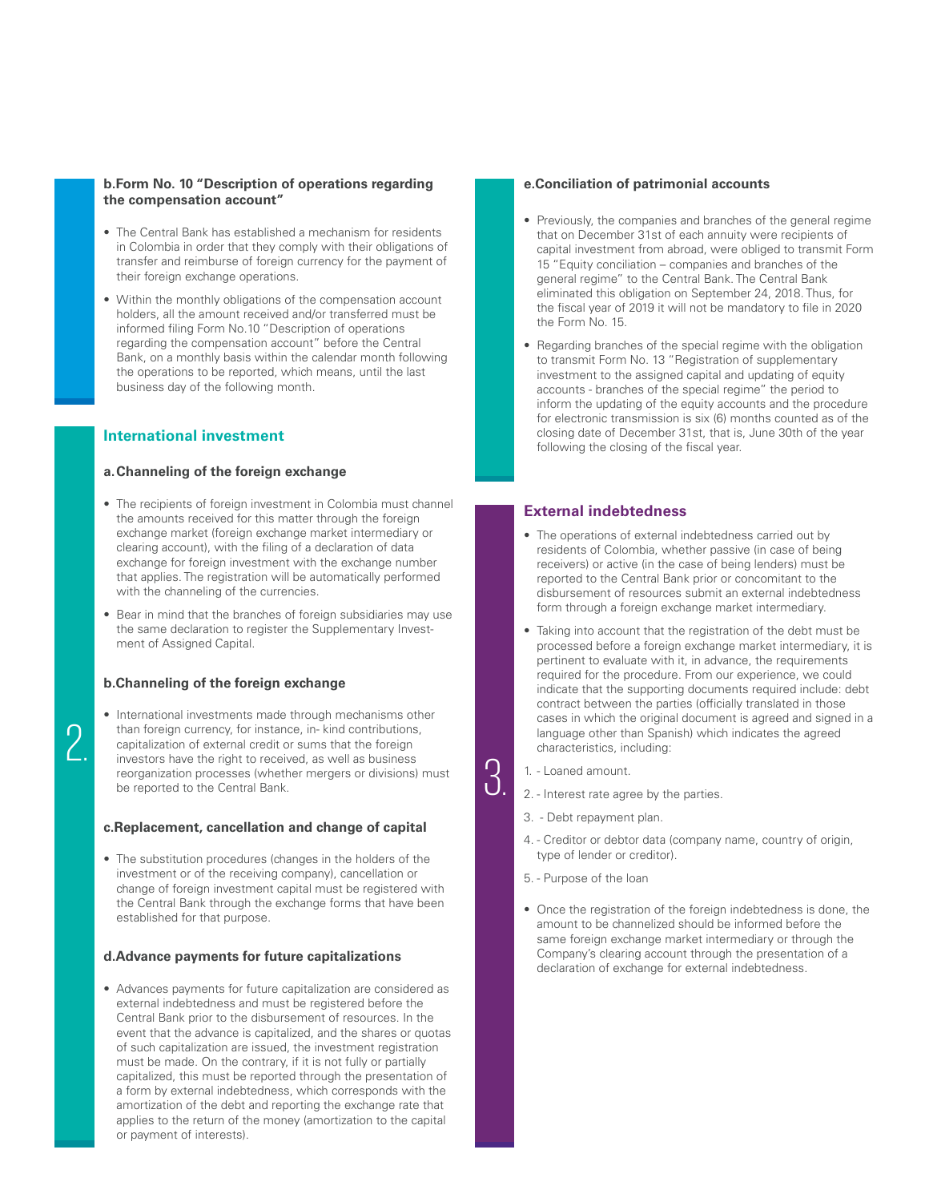### b. Form No. 10 "Description of operations regarding the compensation account"

- The Central Bank has established a mechanism for residents in Colombia in order that they comply with their obligations of transfer and reimburse of foreign currency for the payment of their foreign exchange operations.
- Within the monthly obligations of the compensation account holders, all the amount received and/or transferred must be informed filing Form No.10 "Description of operations regarding the compensation account" before the Central Bank, on a monthly basis within the calendar month following the operations to be reported, which means, until the last business day of the following month.

## 2. International investment

### a. Channeling of the foreign exchange

- The recipients of foreign investment in Colombia must channel the amounts received for this matter through the foreign exchange market (foreign exchange market intermediary or clearing account), with the filing of a declaration of data exchange for foreign investment with the exchange number that applies. The registration will be automatically performed with the channeling of the currencies.
- Bear in mind that the branches of foreign subsidiaries may use the same declaration to register the Supplementary Investment of Assigned Capital.

### b. Channeling of the foreign exchange

- International investments made through mechanisms other than foreign currency, for instance, in- kind contributions, capitalization of external credit or sums that the foreign investors have the right to received, as well as business reorganization processes (whether mergers or divisions) must be reported to the Central Bank.

### c. Replacement, cancellation and change of capital

- The substitution procedures (changes in the holders of the investment or of the receiving company), cancellation or change of foreign investment capital must be registered with the Central Bank through the exchange forms that have been established for that purpose.

### d. Advance payments for future capitalizations

- Advances payments for future capitalization are considered as external indebtedness and must be registered before the Central Bank prior to the disbursement of resources. In the event that the advance is capitalized, and the shares or quotas of such capitalization are issued, the investment registration must be made. On the contrary, if it is not fully or partially capitalized, this must be reported through the presentation of a form by external indebtedness, which corresponds with the amortization of the debt and reporting the exchange rate that applies to the return of the money (amortization to the capital or payment of interests).

### e. Conciliation of patrimonial accounts

- Previously, the companies and branches of the general regime that on December 31st of each annuity were recipients of capital investment from abroad, were obliged to transmit Form 15 "Equity conciliation – companies and branches of the general regime" to the Central Bank. The Central Bank eliminated this obligation on September 24, 2018. Thus, for the fiscal year of 2019 it will not be mandatory to file in 2020 the Form No. 15.
- Regarding branches of the special regime with the obligation to transmit Form No. 13 "Registration of supplementary investment to the assigned capital and updating of equity accounts - branches of the special regime" the period to inform the updating of the equity accounts and the procedure for electronic transmission is six (6) months counted as of the closing date of December 31st, that is, June 30th of the year following the closing of the fiscal year.

## 3. External indebtedness

- The operations of external indebtedness carried out by residents of Colombia, whether passive (in case of being receivers) or active (in the case of being lenders) must be reported to the Central Bank prior or concomitant to the disbursement of resources submit an external indebtedness form through a foreign exchange market intermediary.
- Taking into account that the registration of the debt must be processed before a foreign exchange market intermediary, it is pertinent to evaluate with it, in advance, the requirements required for the procedure. From our experience, we could indicate that the supporting documents required include: debt contract between the parties (officially translated in those cases in which the original document is agreed and signed in a language other than Spanish) which indicates the agreed characteristics, including:

1. - Loaned amount.
2. - Interest rate agree by the parties.
3. - Debt repayment plan.
4. - Creditor or debtor data (company name, country of origin, type of lender or creditor).
5. - Purpose of the loan

- Once the registration of the foreign indebtedness is done, the amount to be channelized should be informed before the same foreign exchange market intermediary or through the Company's clearing account through the presentation of a declaration of exchange for external indebtedness.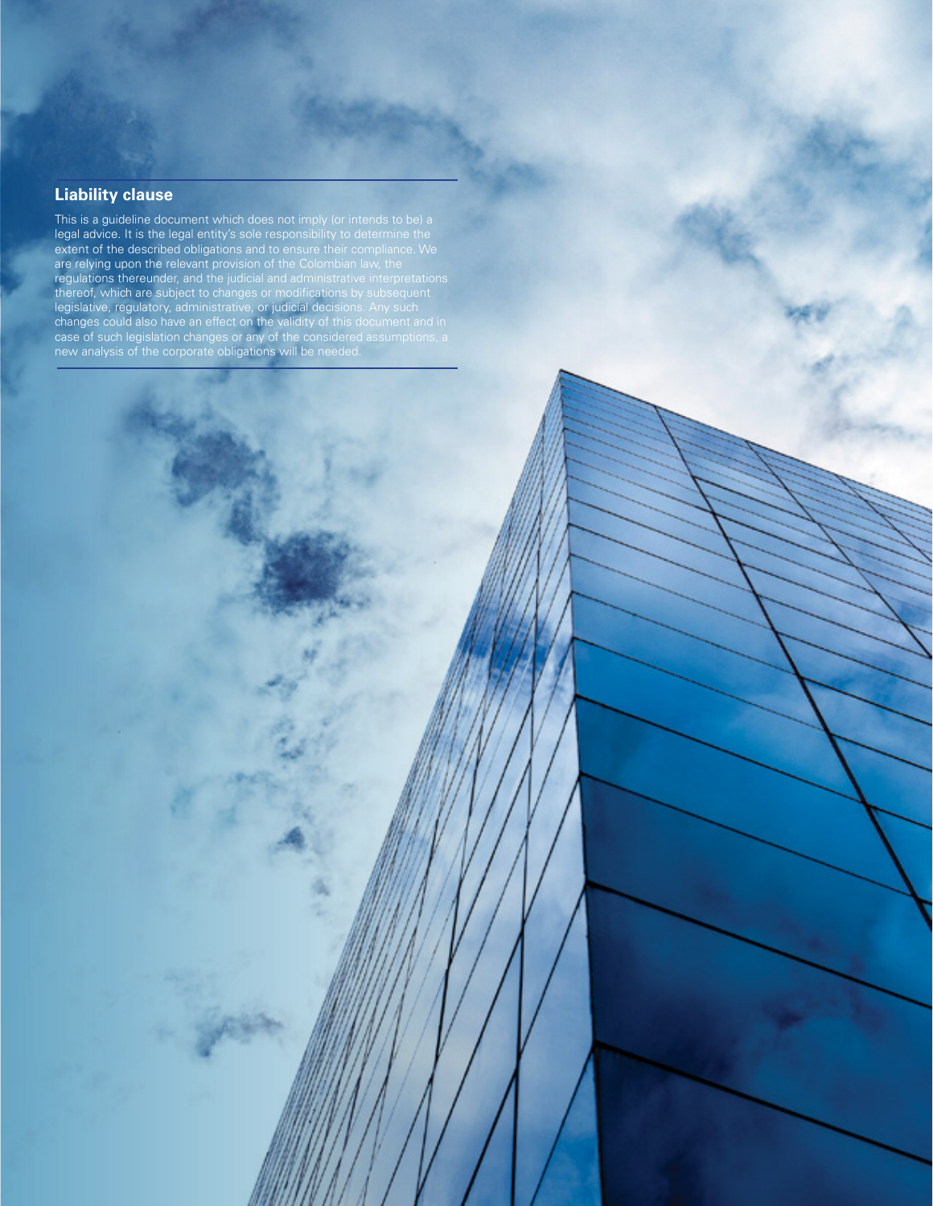## Liability clause

This is a guideline document which does not imply (or intends to be) a legal advice. It is the legal entity's sole responsibility to determine the extent of the described obligations and to ensure their compliance. We are relying upon the relevant provision of the Colombian law, the regulations thereunder, and the judicial and administrative interpretations thereof, which are subject to changes or modifications by subsequent legislative, regulatory, administrative, or judicial decisions. Any such changes could also have an effect on the validity of this document and in case of such legislation changes or any of the considered assumptions, a new analysis of the corporate obligations will be needed.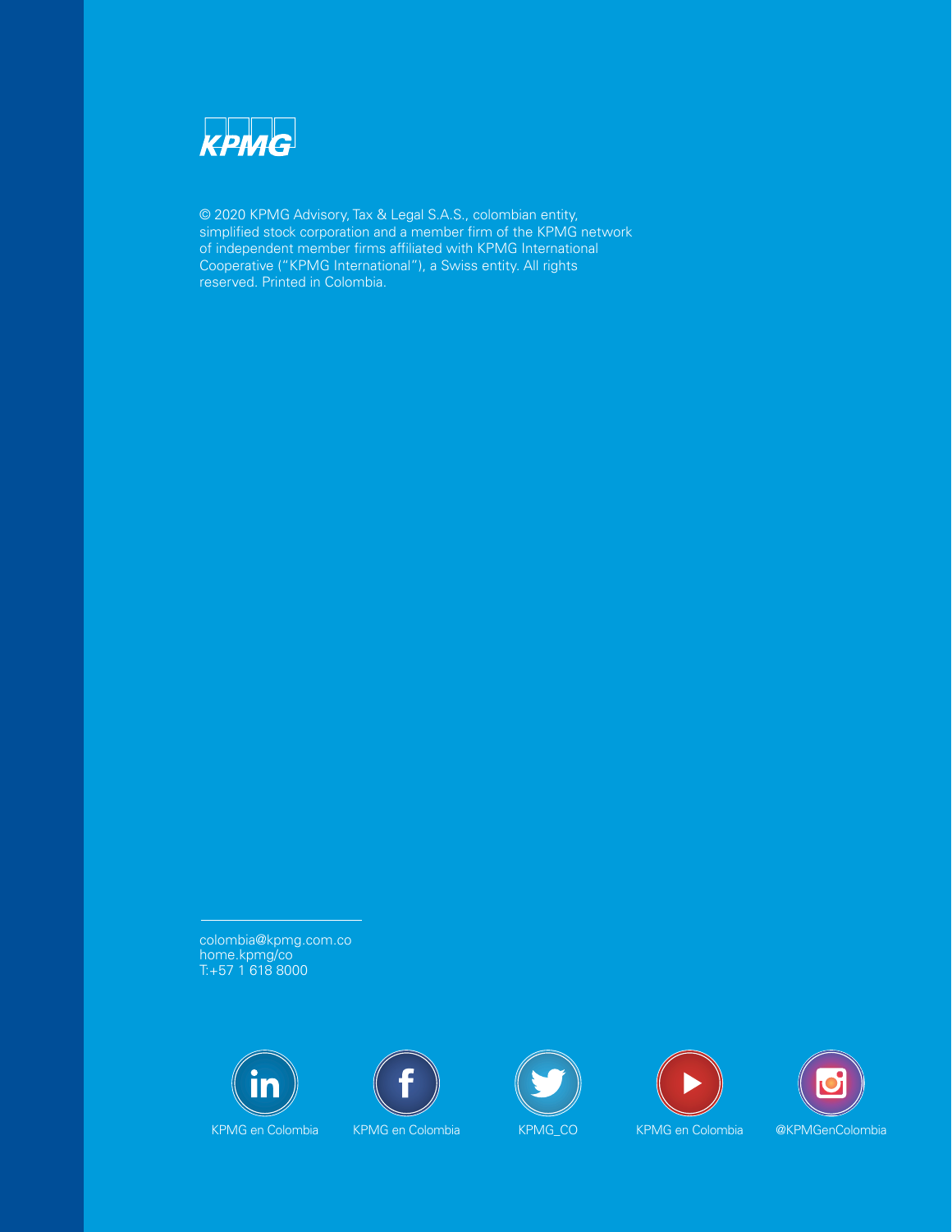KPMG

© 2020 KPMG Advisory, Tax & Legal S.A.S., colombian entity, simplified stock corporation and a member firm of the KPMG network of independent member firms affiliated with KPMG International Cooperative ("KPMG International"), a Swiss entity. All rights reserved. Printed in Colombia.

colombia@kpmg.com.co
home.kpmg/co
T:+57 1 618 8000

KPMG en Colombia

KPMG en Colombia

KPMG_CO

KPMG en Colombia

@KPMGenColombia